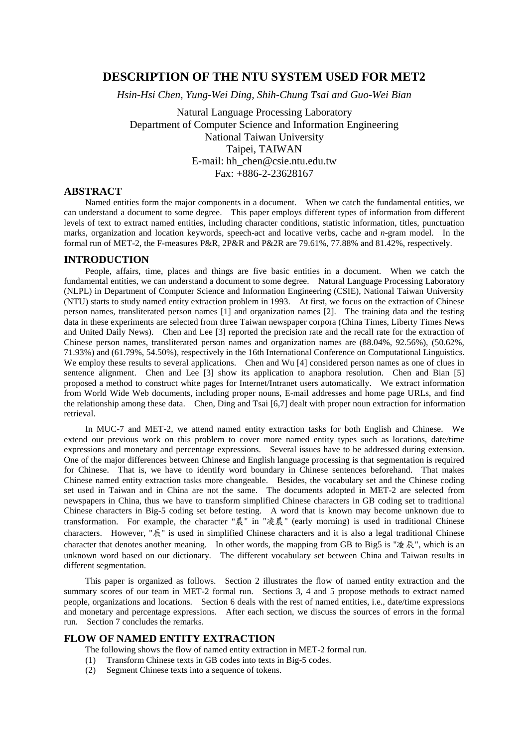# DESCRIPTION OF THE NTU SYSTEM USED FOR MET2

*Hsin-Hsi Chen, Yung-Wei Ding, Shih-Chung Tsai and Guo-Wei Bian*

Natural Language Processing Laboratory
Department of Computer Science and Information Engineering
National Taiwan University
Taipei, TAIWAN
E-mail: hh_chen@csie.ntu.edu.tw
Fax: +886-2-23628167

## ABSTRACT

Named entities form the major components in a document. When we catch the fundamental entities, we can understand a document to some degree. This paper employs different types of information from different levels of text to extract named entities, including character conditions, statistic information, titles, punctuation marks, organization and location keywords, speech-act and locative verbs, cache and *n*-gram model. In the formal run of MET-2, the F-measures P&R, 2P&R and P&2R are 79.61%, 77.88% and 81.42%, respectively.

## INTRODUCTION

People, affairs, time, places and things are five basic entities in a document. When we catch the fundamental entities, we can understand a document to some degree. Natural Language Processing Laboratory (NLPL) in Department of Computer Science and Information Engineering (CSIE), National Taiwan University (NTU) starts to study named entity extraction problem in 1993. At first, we focus on the extraction of Chinese person names, transliterated person names [1] and organization names [2]. The training data and the testing data in these experiments are selected from three Taiwan newspaper corpora (China Times, Liberty Times News and United Daily News). Chen and Lee [3] reported the precision rate and the recall rate for the extraction of Chinese person names, transliterated person names and organization names are (88.04%, 92.56%), (50.62%, 71.93%) and (61.79%, 54.50%), respectively in the 16th International Conference on Computational Linguistics. We employ these results to several applications. Chen and Wu [4] considered person names as one of clues in sentence alignment. Chen and Lee [3] show its application to anaphora resolution. Chen and Bian [5] proposed a method to construct white pages for Internet/Intranet users automatically. We extract information from World Wide Web documents, including proper nouns, E-mail addresses and home page URLs, and find the relationship among these data. Chen, Ding and Tsai [6,7] dealt with proper noun extraction for information retrieval.

In MUC-7 and MET-2, we attend named entity extraction tasks for both English and Chinese. We extend our previous work on this problem to cover more named entity types such as locations, date/time expressions and monetary and percentage expressions. Several issues have to be addressed during extension. One of the major differences between Chinese and English language processing is that segmentation is required for Chinese. That is, we have to identify word boundary in Chinese sentences beforehand. That makes Chinese named entity extraction tasks more changeable. Besides, the vocabulary set and the Chinese coding set used in Taiwan and in China are not the same. The documents adopted in MET-2 are selected from newspapers in China, thus we have to transform simplified Chinese characters in GB coding set to traditional Chinese characters in Big-5 coding set before testing. A word that is known may become unknown due to transformation. For example, the character "晨" in "凌晨" (early morning) is used in traditional Chinese characters. However, "辰" is used in simplified Chinese characters and it is also a legal traditional Chinese character that denotes another meaning. In other words, the mapping from GB to Big5 is "凌辰", which is an unknown word based on our dictionary. The different vocabulary set between China and Taiwan results in different segmentation.

This paper is organized as follows. Section 2 illustrates the flow of named entity extraction and the summary scores of our team in MET-2 formal run. Sections 3, 4 and 5 propose methods to extract named people, organizations and locations. Section 6 deals with the rest of named entities, i.e., date/time expressions and monetary and percentage expressions. After each section, we discuss the sources of errors in the formal run. Section 7 concludes the remarks.

## FLOW OF NAMED ENTITY EXTRACTION

The following shows the flow of named entity extraction in MET-2 formal run.

(1) Transform Chinese texts in GB codes into texts in Big-5 codes.
(2) Segment Chinese texts into a sequence of tokens.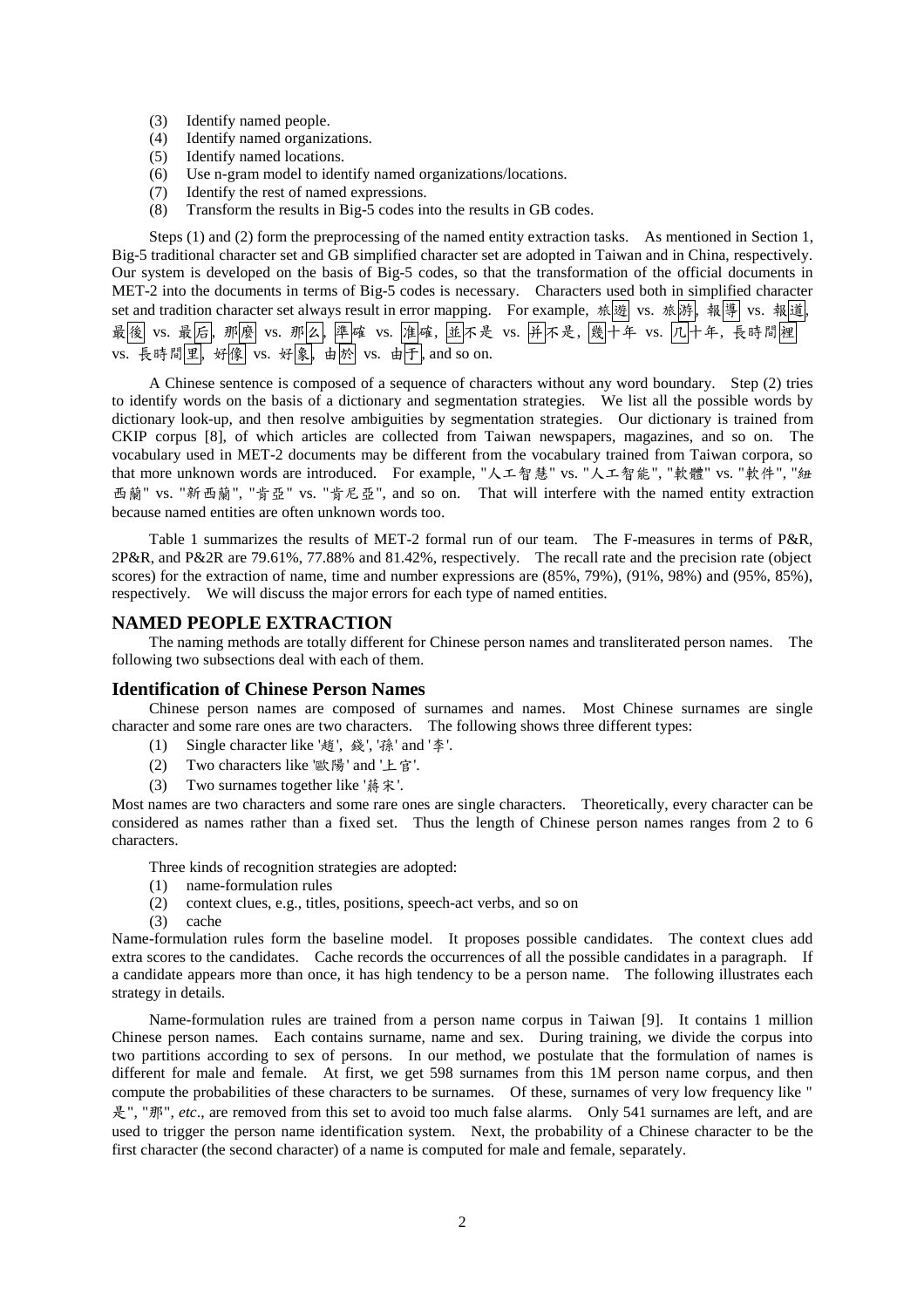(3) Identify named people.
(4) Identify named organizations.
(5) Identify named locations.
(6) Use n-gram model to identify named organizations/locations.
(7) Identify the rest of named expressions.
(8) Transform the results in Big-5 codes into the results in GB codes.

Steps (1) and (2) form the preprocessing of the named entity extraction tasks. As mentioned in Section 1, Big-5 traditional character set and GB simplified character set are adopted in Taiwan and in China, respectively. Our system is developed on the basis of Big-5 codes, so that the transformation of the official documents in MET-2 into the documents in terms of Big-5 codes is necessary. Characters used both in simplified character set and tradition character set always result in error mapping. For example, 旅遊 vs. 旅游, 報導 vs. 報道, 最後 vs. 最后, 那麼 vs. 那么, 準確 vs. 准確, 並不是 vs. 并不是, 幾十年 vs. 几十年, 長時間裡 vs. 長時間里, 好像 vs. 好象, 由於 vs. 由于, and so on.

A Chinese sentence is composed of a sequence of characters without any word boundary. Step (2) tries to identify words on the basis of a dictionary and segmentation strategies. We list all the possible words by dictionary look-up, and then resolve ambiguities by segmentation strategies. Our dictionary is trained from CKIP corpus [8], of which articles are collected from Taiwan newspapers, magazines, and so on. The vocabulary used in MET-2 documents may be different from the vocabulary trained from Taiwan corpora, so that more unknown words are introduced. For example, "人工智慧" vs. "人工智能", "軟體" vs. "軟件", "紐西蘭" vs. "新西蘭", "肯亞" vs. "肯尼亞", and so on. That will interfere with the named entity extraction because named entities are often unknown words too.

Table 1 summarizes the results of MET-2 formal run of our team. The F-measures in terms of P&R, 2P&R, and P&2R are 79.61%, 77.88% and 81.42%, respectively. The recall rate and the precision rate (object scores) for the extraction of name, time and number expressions are (85%, 79%), (91%, 98%) and (95%, 85%), respectively. We will discuss the major errors for each type of named entities.

## NAMED PEOPLE EXTRACTION

The naming methods are totally different for Chinese person names and transliterated person names. The following two subsections deal with each of them.

### Identification of Chinese Person Names

Chinese person names are composed of surnames and names. Most Chinese surnames are single character and some rare ones are two characters. The following shows three different types:

(1) Single character like '趙', 錢', '孫' and '李'.
(2) Two characters like '歐陽' and '上官'.
(3) Two surnames together like '蔣宋'.

Most names are two characters and some rare ones are single characters. Theoretically, every character can be considered as names rather than a fixed set. Thus the length of Chinese person names ranges from 2 to 6 characters.

Three kinds of recognition strategies are adopted:

(1) name-formulation rules
(2) context clues, e.g., titles, positions, speech-act verbs, and so on
(3) cache

Name-formulation rules form the baseline model. It proposes possible candidates. The context clues add extra scores to the candidates. Cache records the occurrences of all the possible candidates in a paragraph. If a candidate appears more than once, it has high tendency to be a person name. The following illustrates each strategy in details.

Name-formulation rules are trained from a person name corpus in Taiwan [9]. It contains 1 million Chinese person names. Each contains surname, name and sex. During training, we divide the corpus into two partitions according to sex of persons. In our method, we postulate that the formulation of names is different for male and female. At first, we get 598 surnames from this 1M person name corpus, and then compute the probabilities of these characters to be surnames. Of these, surnames of very low frequency like "是", "那", *etc*., are removed from this set to avoid too much false alarms. Only 541 surnames are left, and are used to trigger the person name identification system. Next, the probability of a Chinese character to be the first character (the second character) of a name is computed for male and female, separately.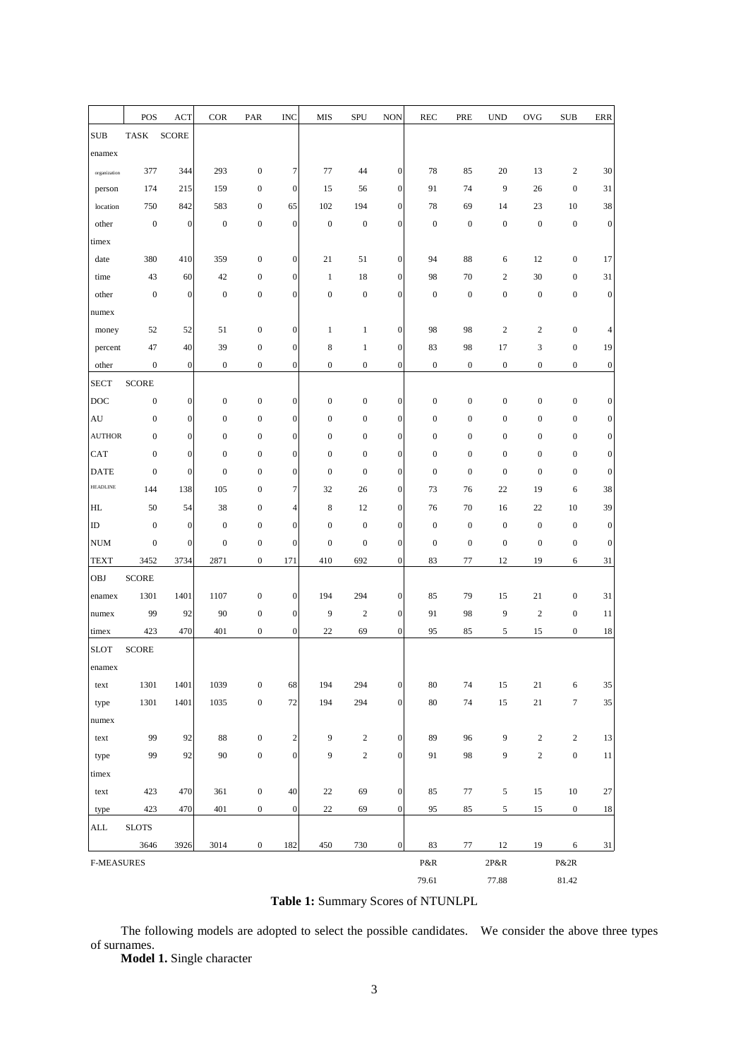| | POS | ACT | COR | PAR | INC | MIS | SPU | NON | REC | PRE | UND | OVG | SUB | ERR |
|---|---|---|---|---|---|---|---|---|---|---|---|---|---|---|
| SUB | TASK | SCORE | | | | | | | | | | | | |
| enamex | | | | | | | | | | | | | | |
| organization | 377 | 344 | 293 | 0 | 7 | 77 | 44 | 0 | 78 | 85 | 20 | 13 | 2 | 30 |
| person | 174 | 215 | 159 | 0 | 0 | 15 | 56 | 0 | 91 | 74 | 9 | 26 | 0 | 31 |
| location | 750 | 842 | 583 | 0 | 65 | 102 | 194 | 0 | 78 | 69 | 14 | 23 | 10 | 38 |
| other | 0 | 0 | 0 | 0 | 0 | 0 | 0 | 0 | 0 | 0 | 0 | 0 | 0 | 0 |
| timex | | | | | | | | | | | | | | |
| date | 380 | 410 | 359 | 0 | 0 | 21 | 51 | 0 | 94 | 88 | 6 | 12 | 0 | 17 |
| time | 43 | 60 | 42 | 0 | 0 | 1 | 18 | 0 | 98 | 70 | 2 | 30 | 0 | 31 |
| other | 0 | 0 | 0 | 0 | 0 | 0 | 0 | 0 | 0 | 0 | 0 | 0 | 0 | 0 |
| numex | | | | | | | | | | | | | | |
| money | 52 | 52 | 51 | 0 | 0 | 1 | 1 | 0 | 98 | 98 | 2 | 2 | 0 | 4 |
| percent | 47 | 40 | 39 | 0 | 0 | 8 | 1 | 0 | 83 | 98 | 17 | 3 | 0 | 19 |
| other | 0 | 0 | 0 | 0 | 0 | 0 | 0 | 0 | 0 | 0 | 0 | 0 | 0 | 0 |
| SECT | SCORE | | | | | | | | | | | | | |
| DOC | 0 | 0 | 0 | 0 | 0 | 0 | 0 | 0 | 0 | 0 | 0 | 0 | 0 | 0 |
| AU | 0 | 0 | 0 | 0 | 0 | 0 | 0 | 0 | 0 | 0 | 0 | 0 | 0 | 0 |
| AUTHOR | 0 | 0 | 0 | 0 | 0 | 0 | 0 | 0 | 0 | 0 | 0 | 0 | 0 | 0 |
| CAT | 0 | 0 | 0 | 0 | 0 | 0 | 0 | 0 | 0 | 0 | 0 | 0 | 0 | 0 |
| DATE | 0 | 0 | 0 | 0 | 0 | 0 | 0 | 0 | 0 | 0 | 0 | 0 | 0 | 0 |
| HEADLINE | 144 | 138 | 105 | 0 | 7 | 32 | 26 | 0 | 73 | 76 | 22 | 19 | 6 | 38 |
| HL | 50 | 54 | 38 | 0 | 4 | 8 | 12 | 0 | 76 | 70 | 16 | 22 | 10 | 39 |
| ID | 0 | 0 | 0 | 0 | 0 | 0 | 0 | 0 | 0 | 0 | 0 | 0 | 0 | 0 |
| NUM | 0 | 0 | 0 | 0 | 0 | 0 | 0 | 0 | 0 | 0 | 0 | 0 | 0 | 0 |
| TEXT | 3452 | 3734 | 2871 | 0 | 171 | 410 | 692 | 0 | 83 | 77 | 12 | 19 | 6 | 31 |
| OBJ | SCORE | | | | | | | | | | | | | |
| enamex | 1301 | 1401 | 1107 | 0 | 0 | 194 | 294 | 0 | 85 | 79 | 15 | 21 | 0 | 31 |
| numex | 99 | 92 | 90 | 0 | 0 | 9 | 2 | 0 | 91 | 98 | 9 | 2 | 0 | 11 |
| timex | 423 | 470 | 401 | 0 | 0 | 22 | 69 | 0 | 95 | 85 | 5 | 15 | 0 | 18 |
| SLOT | SCORE | | | | | | | | | | | | | |
| enamex | | | | | | | | | | | | | | |
| text | 1301 | 1401 | 1039 | 0 | 68 | 194 | 294 | 0 | 80 | 74 | 15 | 21 | 6 | 35 |
| type | 1301 | 1401 | 1035 | 0 | 72 | 194 | 294 | 0 | 80 | 74 | 15 | 21 | 7 | 35 |
| numex | | | | | | | | | | | | | | |
| text | 99 | 92 | 88 | 0 | 2 | 9 | 2 | 0 | 89 | 96 | 9 | 2 | 2 | 13 |
| type | 99 | 92 | 90 | 0 | 0 | 9 | 2 | 0 | 91 | 98 | 9 | 2 | 0 | 11 |
| timex | | | | | | | | | | | | | | |
| text | 423 | 470 | 361 | 0 | 40 | 22 | 69 | 0 | 85 | 77 | 5 | 15 | 10 | 27 |
| type | 423 | 470 | 401 | 0 | 0 | 22 | 69 | 0 | 95 | 85 | 5 | 15 | 0 | 18 |
| ALL | SLOTS | | | | | | | | | | | | | |
| | 3646 | 3926 | 3014 | 0 | 182 | 450 | 730 | 0 | 83 | 77 | 12 | 19 | 6 | 31 |
| F-MEASURES | | | | | | | | | P&R | | 2P&R | | P&2R | |
| | | | | | | | | | 79.61 | | 77.88 | | 81.42 | |

**Table 1:** Summary Scores of NTUNLPL

The following models are adopted to select the possible candidates. We consider the above three types of surnames.

**Model 1.** Single character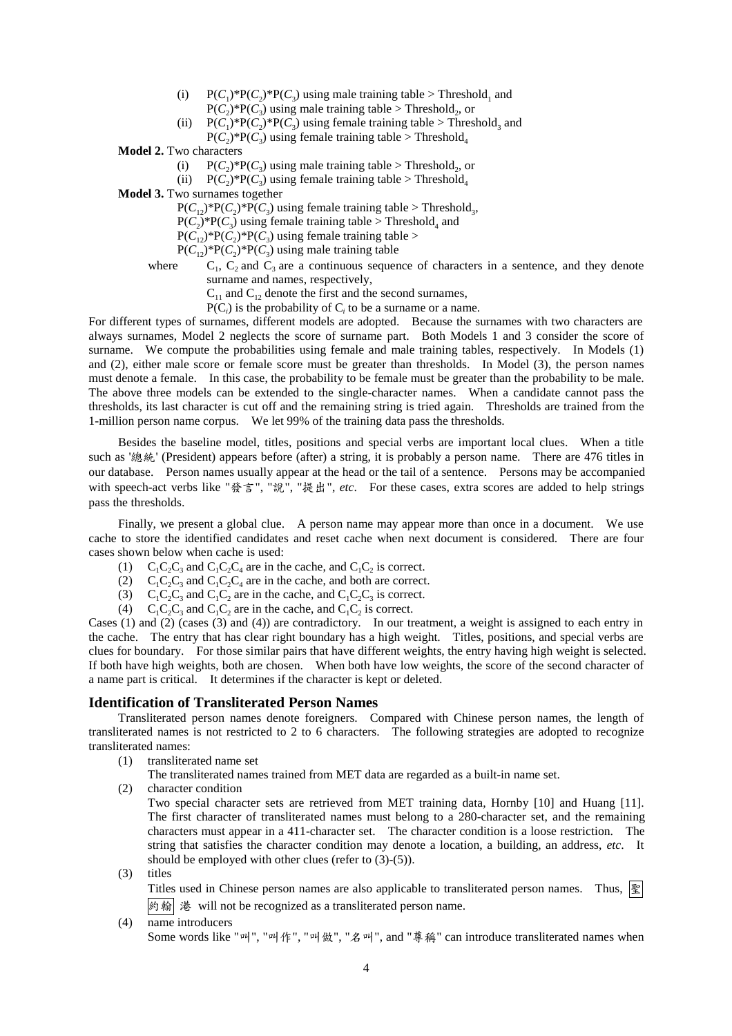(i) $P(C_1)*P(C_2)*P(C_3)$ using male training table > $\text{Threshold}_1$ and $P(C_2)*P(C_3)$ using male training table > $\text{Threshold}_2$, or

(ii) $P(C_1)*P(C_2)*P(C_3)$ using female training table > $\text{Threshold}_3$ and $P(C_2)*P(C_3)$ using female training table > $\text{Threshold}_4$

**Model 2.** Two characters

(i) $P(C_2)*P(C_3)$ using male training table > $\text{Threshold}_2$, or

(ii) $P(C_2)*P(C_3)$ using female training table > $\text{Threshold}_4$

**Model 3.** Two surnames together

$P(C_{12})*P(C_2)*P(C_3)$ using female training table > $\text{Threshold}_3$,
$P(C_2)*P(C_3)$ using female training table > $\text{Threshold}_4$ and
$P(C_{12})*P(C_2)*P(C_3)$ using female training table >
$P(C_{12})*P(C_2)*P(C_3)$ using male training table

where $C_1$, $C_2$ and $C_3$ are a continuous sequence of characters in a sentence, and they denote surname and names, respectively,
$C_{11}$ and $C_{12}$ denote the first and the second surnames,
$P(C_i)$ is the probability of $C_i$ to be a surname or a name.

For different types of surnames, different models are adopted. Because the surnames with two characters are always surnames, Model 2 neglects the score of surname part. Both Models 1 and 3 consider the score of surname. We compute the probabilities using female and male training tables, respectively. In Models (1) and (2), either male score or female score must be greater than thresholds. In Model (3), the person names must denote a female. In this case, the probability to be female must be greater than the probability to be male. The above three models can be extended to the single-character names. When a candidate cannot pass the thresholds, its last character is cut off and the remaining string is tried again. Thresholds are trained from the 1-million person name corpus. We let 99% of the training data pass the thresholds.

Besides the baseline model, titles, positions and special verbs are important local clues. When a title such as '總統' (President) appears before (after) a string, it is probably a person name. There are 476 titles in our database. Person names usually appear at the head or the tail of a sentence. Persons may be accompanied with speech-act verbs like "發言", "說", "提出", *etc*. For these cases, extra scores are added to help strings pass the thresholds.

Finally, we present a global clue. A person name may appear more than once in a document. We use cache to store the identified candidates and reset cache when next document is considered. There are four cases shown below when cache is used:

(1) $C_1C_2C_3$ and $C_1C_2C_4$ are in the cache, and $C_1C_2$ is correct.
(2) $C_1C_2C_3$ and $C_1C_2C_4$ are in the cache, and both are correct.
(3) $C_1C_2C_3$ and $C_1C_2$ are in the cache, and $C_1C_2C_3$ is correct.
(4) $C_1C_2C_3$ and $C_1C_2$ are in the cache, and $C_1C_2$ is correct.

Cases (1) and (2) (cases (3) and (4)) are contradictory. In our treatment, a weight is assigned to each entry in the cache. The entry that has clear right boundary has a high weight. Titles, positions, and special verbs are clues for boundary. For those similar pairs that have different weights, the entry having high weight is selected. If both have high weights, both are chosen. When both have low weights, the score of the second character of a name part is critical. It determines if the character is kept or deleted.

## Identification of Transliterated Person Names

Transliterated person names denote foreigners. Compared with Chinese person names, the length of transliterated names is not restricted to 2 to 6 characters. The following strategies are adopted to recognize transliterated names:

(1) transliterated name set
The transliterated names trained from MET data are regarded as a built-in name set.

(2) character condition
Two special character sets are retrieved from MET training data, Hornby [10] and Huang [11]. The first character of transliterated names must belong to a 280-character set, and the remaining characters must appear in a 411-character set. The character condition is a loose restriction. The string that satisfies the character condition may denote a location, a building, an address, *etc*. It should be employed with other clues (refer to (3)-(5)).

(3) titles
Titles used in Chinese person names are also applicable to transliterated person names. Thus, 聖 約翰 港 will not be recognized as a transliterated person name.

(4) name introducers
Some words like "叫", "叫作", "叫做", "名叫", and "尊稱" can introduce transliterated names when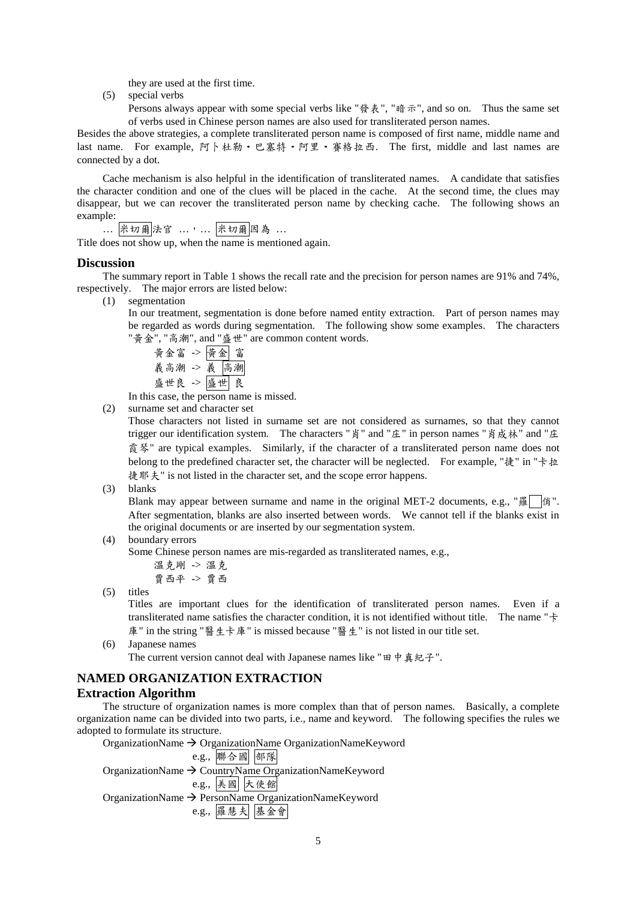they are used at the first time.

(5) special verbs

Persons always appear with some special verbs like "發表", "暗示", and so on. Thus the same set of verbs used in Chinese person names are also used for transliterated person names.

Besides the above strategies, a complete transliterated person name is composed of first name, middle name and last name. For example, 阿卜杜勒・巴塞特・阿里・賽格拉西. The first, middle and last names are connected by a dot.

Cache mechanism is also helpful in the identification of transliterated names. A candidate that satisfies the character condition and one of the clues will be placed in the cache. At the second time, the clues may disappear, but we can recover the transliterated person name by checking cache. The following shows an example:

… 米切爾法官 …，… 米切爾因為 …

Title does not show up, when the name is mentioned again.

## Discussion

The summary report in Table 1 shows the recall rate and the precision for person names are 91% and 74%, respectively. The major errors are listed below:

(1) segmentation

In our treatment, segmentation is done before named entity extraction. Part of person names may be regarded as words during segmentation. The following show some examples. The characters "黃金", "高潮", and "盛世" are common content words.

黃金富 -> 黃金 富
義高潮 -> 義 高潮
盛世良 -> 盛世 良

In this case, the person name is missed.

(2) surname set and character set

Those characters not listed in surname set are not considered as surnames, so that they cannot trigger our identification system. The characters "肖" and "庄" in person names "肖成林" and "庄霞琴" are typical examples. Similarly, if the character of a transliterated person name does not belong to the predefined character set, the character will be neglected. For example, "捷" in "卡拉捷耶夫" is not listed in the character set, and the scope error happens.

(3) blanks

Blank may appear between surname and name in the original MET-2 documents, e.g., "羅 俏". After segmentation, blanks are also inserted between words. We cannot tell if the blanks exist in the original documents or are inserted by our segmentation system.

(4) boundary errors

Some Chinese person names are mis-regarded as transliterated names, e.g.,

溫克剛 -> 溫克
賈西平 -> 賈西

(5) titles

Titles are important clues for the identification of transliterated person names. Even if a transliterated name satisfies the character condition, it is not identified without title. The name "卡庫" in the string "醫生卡庫" is missed because "醫生" is not listed in our title set.

(6) Japanese names

The current version cannot deal with Japanese names like "田中真紀子".

# NAMED ORGANIZATION EXTRACTION

## Extraction Algorithm

The structure of organization names is more complex than that of person names. Basically, a complete organization name can be divided into two parts, i.e., name and keyword. The following specifies the rules we adopted to formulate its structure.

OrganizationName → OrganizationName OrganizationNameKeyword
e.g., 聯合國 部隊

OrganizationName → CountryName OrganizationNameKeyword
e.g., 美國 大使館

OrganizationName → PersonName OrganizationNameKeyword
e.g., 羅慧夫 基金會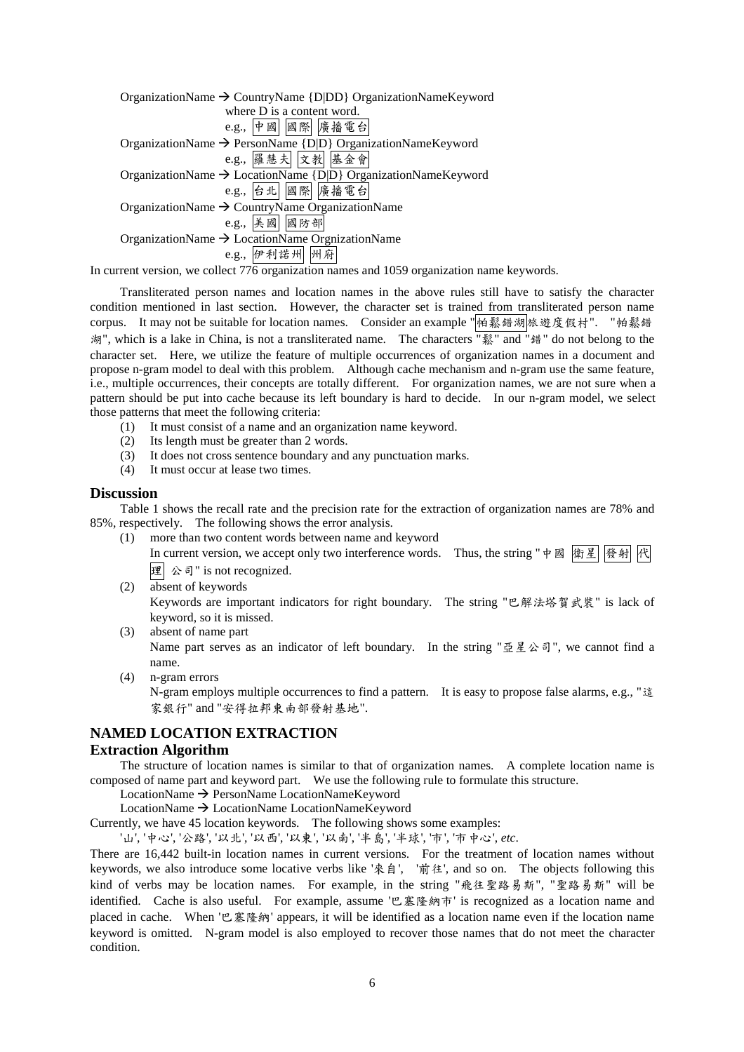OrganizationName → CountryName {D|DD} OrganizationNameKeyword
where D is a content word.
e.g., 中國 國際 廣播電台

OrganizationName → PersonName {D|D} OrganizationNameKeyword
e.g., 羅慧夫 文教 基金會

OrganizationName → LocationName {D|D} OrganizationNameKeyword
e.g., 台北 國際 廣播電台

OrganizationName → CountryName OrganizationName
e.g., 美國 國防部

OrganizationName → LocationName OrgnizationName
e.g., 伊利諾州 州府

In current version, we collect 776 organization names and 1059 organization name keywords.

Transliterated person names and location names in the above rules still have to satisfy the character condition mentioned in last section. However, the character set is trained from transliterated person name corpus. It may not be suitable for location names. Consider an example "帕鬆錯湖旅遊度假村". "帕鬆錯湖", which is a lake in China, is not a transliterated name. The characters "鬆" and "錯" do not belong to the character set. Here, we utilize the feature of multiple occurrences of organization names in a document and propose n-gram model to deal with this problem. Although cache mechanism and n-gram use the same feature, i.e., multiple occurrences, their concepts are totally different. For organization names, we are not sure when a pattern should be put into cache because its left boundary is hard to decide. In our n-gram model, we select those patterns that meet the following criteria:

(1) It must consist of a name and an organization name keyword.
(2) Its length must be greater than 2 words.
(3) It does not cross sentence boundary and any punctuation marks.
(4) It must occur at lease two times.

## Discussion

Table 1 shows the recall rate and the precision rate for the extraction of organization names are 78% and 85%, respectively. The following shows the error analysis.

(1) more than two content words between name and keyword
In current version, we accept only two interference words. Thus, the string "中國 衛星 發射 代理 公司" is not recognized.
(2) absent of keywords
Keywords are important indicators for right boundary. The string "巴解法塔賀武裝" is lack of keyword, so it is missed.
(3) absent of name part
Name part serves as an indicator of left boundary. In the string "亞星公司", we cannot find a name.
(4) n-gram errors
N-gram employs multiple occurrences to find a pattern. It is easy to propose false alarms, e.g., "這家銀行" and "安得拉邦東南部發射基地".

# NAMED LOCATION EXTRACTION

## Extraction Algorithm

The structure of location names is similar to that of organization names. A complete location name is composed of name part and keyword part. We use the following rule to formulate this structure.

LocationName → PersonName LocationNameKeyword
LocationName → LocationName LocationNameKeyword

Currently, we have 45 location keywords. The following shows some examples:

'山', '中心', '公路', '以北', '以西', '以東', '以南', '半島', '半球', '市', '市中心', *etc*.

There are 16,442 built-in location names in current versions. For the treatment of location names without keywords, we also introduce some locative verbs like '來自', '前往', and so on. The objects following this kind of verbs may be location names. For example, in the string "飛往聖路易斯", "聖路易斯" will be identified. Cache is also useful. For example, assume '巴塞隆納市' is recognized as a location name and placed in cache. When '巴塞隆納' appears, it will be identified as a location name even if the location name keyword is omitted. N-gram model is also employed to recover those names that do not meet the character condition.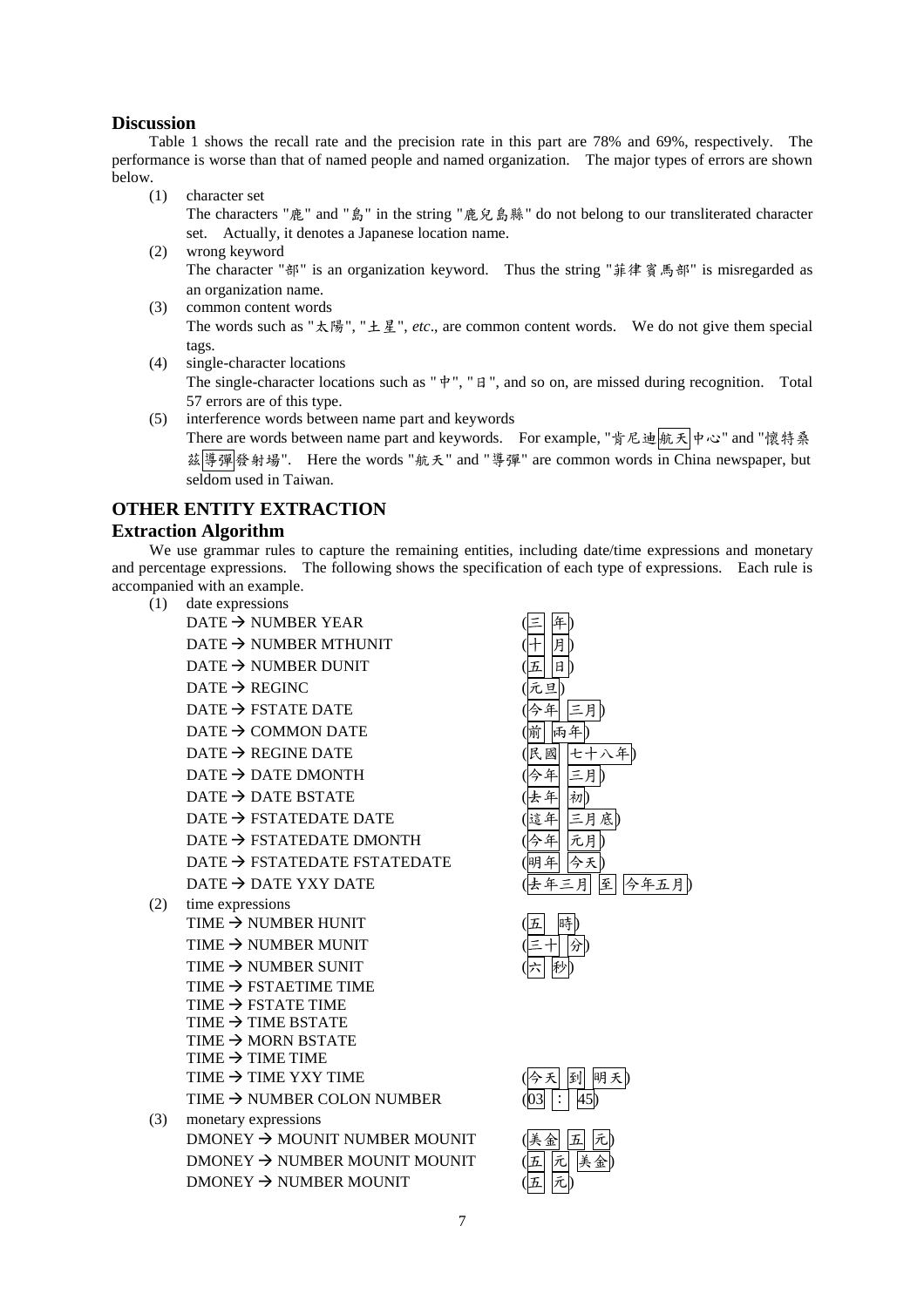## Discussion

Table 1 shows the recall rate and the precision rate in this part are 78% and 69%, respectively. The performance is worse than that of named people and named organization. The major types of errors are shown below.

(1) character set
The characters "鹿" and "島" in the string "鹿兒島縣" do not belong to our transliterated character set. Actually, it denotes a Japanese location name.

(2) wrong keyword
The character "部" is an organization keyword. Thus the string "菲律賓馬部" is misregarded as an organization name.

(3) common content words
The words such as "太陽", "土星", *etc*., are common content words. We do not give them special tags.

(4) single-character locations
The single-character locations such as "中", "日", and so on, are missed during recognition. Total 57 errors are of this type.

(5) interference words between name part and keywords
There are words between name part and keywords. For example, "肯尼迪[航天]中心" and "懷特桑茲[導彈]發射場". Here the words "航天" and "導彈" are common words in China newspaper, but seldom used in Taiwan.

# OTHER ENTITY EXTRACTION

## Extraction Algorithm

We use grammar rules to capture the remaining entities, including date/time expressions and monetary and percentage expressions. The following shows the specification of each type of expressions. Each rule is accompanied with an example.

(1) date expressions

| Rule | Example |
|---|---|
| DATE → NUMBER YEAR | ([三] [年]) |
| DATE → NUMBER MTHUNIT | ([十] [月]) |
| DATE → NUMBER DUNIT | ([五] [日]) |
| DATE → REGINC | ([元旦]) |
| DATE → FSTATE DATE | ([今年] [三月]) |
| DATE → COMMON DATE | ([前] [兩年]) |
| DATE → REGINE DATE | ([民國] [七十八年]) |
| DATE → DATE DMONTH | ([今年] [三月]) |
| DATE → DATE BSTATE | ([去年] [初]) |
| DATE → FSTATEDATE DATE | ([這年] [三月底]) |
| DATE → FSTATEDATE DMONTH | ([今年] [元月]) |
| DATE → FSTATEDATE FSTATEDATE | ([明年] [今天]) |
| DATE → DATE YXY DATE | ([去年三月] [至] [今年五月]) |

(2) time expressions

| Rule | Example |
|---|---|
| TIME → NUMBER HUNIT | ([五] [時]) |
| TIME → NUMBER MUNIT | ([三十] [分]) |
| TIME → NUMBER SUNIT | ([六] [秒]) |
| TIME → FSTAETIME TIME | |
| TIME → FSTATE TIME | |
| TIME → TIME BSTATE | |
| TIME → MORN BSTATE | |
| TIME → TIME TIME | |
| TIME → TIME YXY TIME | ([今天] [到] [明天]) |
| TIME → NUMBER COLON NUMBER | ([03] [：] [45]) |

(3) monetary expressions

| Rule | Example |
|---|---|
| DMONEY → MOUNIT NUMBER MOUNIT | ([美金] [五] [元]) |
| DMONEY → NUMBER MOUNIT MOUNIT | ([五] [元] [美金]) |
| DMONEY → NUMBER MOUNIT | ([五] [元]) |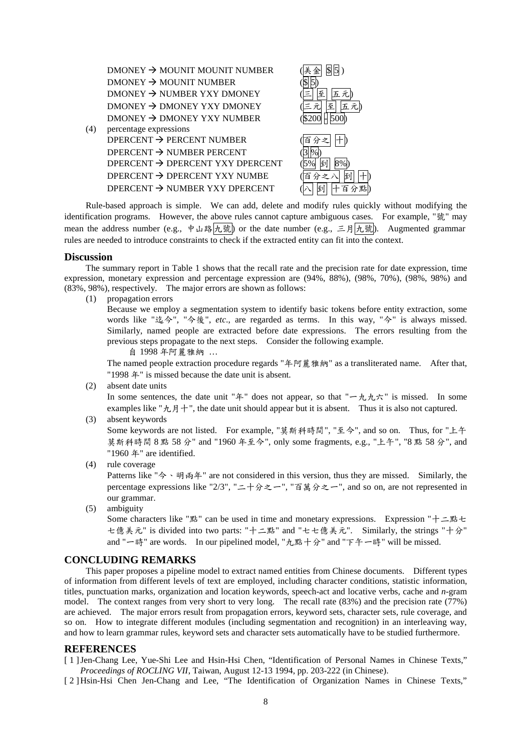DMONEY → MOUNIT MOUNIT NUMBER (美金 $ 5 )
DMONEY → MOUNIT NUMBER ($ 5)
DMONEY → NUMBER YXY DMONEY (三 至 五元)
DMONEY → DMONEY YXY DMONEY (三元 至 五元)
DMONEY → DMONEY YXY NUMBER ($200 - 500)

(4) percentage expressions

DPERCENT → PERCENT NUMBER (百分之 十)
DPERCENT → NUMBER PERCENT (3 %)
DPERCENT → DPERCENT YXY DPERCENT (5% 到 8%)
DPERCENT → DPERCENT YXY NUMBE (百分之八 到 十)
DPERCENT → NUMBER YXY DPERCENT (八 到 十百分點)

Rule-based approach is simple. We can add, delete and modify rules quickly without modifying the identification programs. However, the above rules cannot capture ambiguous cases. For example, "號" may mean the address number (e.g., 中山路九號) or the date number (e.g., 三月九號). Augmented grammar rules are needed to introduce constraints to check if the extracted entity can fit into the context.

## Discussion

The summary report in Table 1 shows that the recall rate and the precision rate for date expression, time expression, monetary expression and percentage expression are (94%, 88%), (98%, 70%), (98%, 98%) and (83%, 98%), respectively. The major errors are shown as follows:

(1) propagation errors

Because we employ a segmentation system to identify basic tokens before entity extraction, some words like "迄今", "今後", *etc*., are regarded as terms. In this way, "今" is always missed. Similarly, named people are extracted before date expressions. The errors resulting from the previous steps propagate to the next steps. Consider the following example.

自 1998 年阿麗雅納 …

The named people extraction procedure regards "年阿麗雅納" as a transliterated name. After that, "1998 年" is missed because the date unit is absent.

(2) absent date units

In some sentences, the date unit "年" does not appear, so that "一九九六" is missed. In some examples like "九月十", the date unit should appear but it is absent. Thus it is also not captured.

(3) absent keywords

Some keywords are not listed. For example, "莫斯科時間", "至今", and so on. Thus, for "上午莫斯科時間 8 點 58 分" and "1960 年至今", only some fragments, e.g., "上午", "8 點 58 分", and "1960 年" are identified.

(4) rule coverage

Patterns like "今、明兩年" are not considered in this version, thus they are missed. Similarly, the percentage expressions like "2/3", "二十分之一", "百萬分之一", and so on, are not represented in our grammar.

(5) ambiguity

Some characters like "點" can be used in time and monetary expressions. Expression "十二點七七億美元" is divided into two parts: "十二點" and "七七億美元". Similarly, the strings "十分" and "一時" are words. In our pipelined model, "九點十分" and "下午一時" will be missed.

## CONCLUDING REMARKS

This paper proposes a pipeline model to extract named entities from Chinese documents. Different types of information from different levels of text are employed, including character conditions, statistic information, titles, punctuation marks, organization and location keywords, speech-act and locative verbs, cache and *n*-gram model. The context ranges from very short to very long. The recall rate (83%) and the precision rate (77%) are achieved. The major errors result from propagation errors, keyword sets, character sets, rule coverage, and so on. How to integrate different modules (including segmentation and recognition) in an interleaving way, and how to learn grammar rules, keyword sets and character sets automatically have to be studied furthermore.

## REFERENCES

[ 1 ] Jen-Chang Lee, Yue-Shi Lee and Hsin-Hsi Chen, "Identification of Personal Names in Chinese Texts," *Proceedings of ROCLING VII*, Taiwan, August 12-13 1994, pp. 203-222 (in Chinese).

[ 2 ] Hsin-Hsi Chen Jen-Chang and Lee, "The Identification of Organization Names in Chinese Texts,"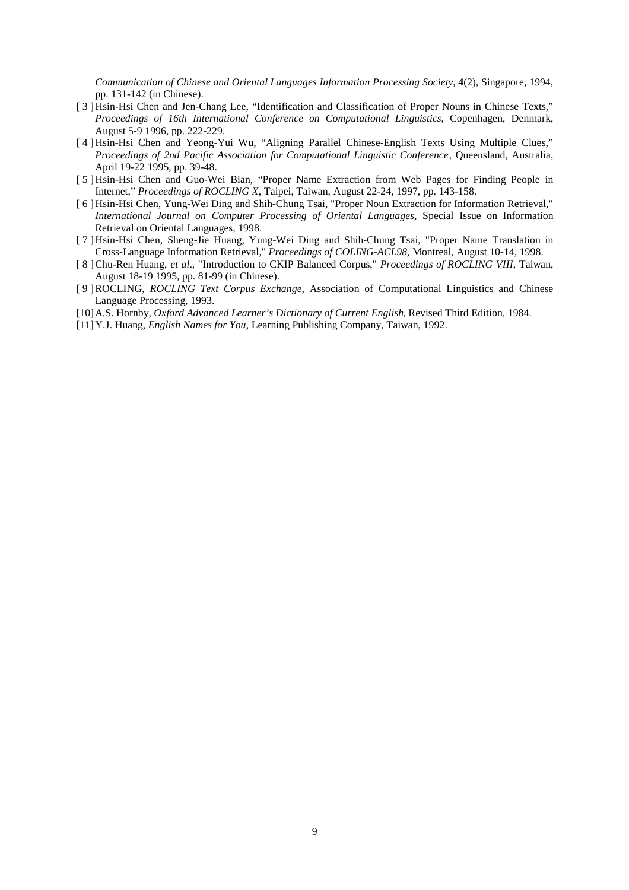*Communication of Chinese and Oriental Languages Information Processing Society*, **4**(2), Singapore, 1994, pp. 131-142 (in Chinese).

[ 3 ] Hsin-Hsi Chen and Jen-Chang Lee, "Identification and Classification of Proper Nouns in Chinese Texts," *Proceedings of 16th International Conference on Computational Linguistics*, Copenhagen, Denmark, August 5-9 1996, pp. 222-229.

[ 4 ] Hsin-Hsi Chen and Yeong-Yui Wu, "Aligning Parallel Chinese-English Texts Using Multiple Clues," *Proceedings of 2nd Pacific Association for Computational Linguistic Conference*, Queensland, Australia, April 19-22 1995, pp. 39-48.

[ 5 ] Hsin-Hsi Chen and Guo-Wei Bian, "Proper Name Extraction from Web Pages for Finding People in Internet," *Proceedings of ROCLING X*, Taipei, Taiwan, August 22-24, 1997, pp. 143-158.

[ 6 ] Hsin-Hsi Chen, Yung-Wei Ding and Shih-Chung Tsai, "Proper Noun Extraction for Information Retrieval," *International Journal on Computer Processing of Oriental Languages*, Special Issue on Information Retrieval on Oriental Languages, 1998.

[ 7 ] Hsin-Hsi Chen, Sheng-Jie Huang, Yung-Wei Ding and Shih-Chung Tsai, "Proper Name Translation in Cross-Language Information Retrieval," *Proceedings of COLING-ACL98*, Montreal, August 10-14, 1998.

[ 8 ] Chu-Ren Huang, *et al*., "Introduction to CKIP Balanced Corpus," *Proceedings of ROCLING VIII*, Taiwan, August 18-19 1995, pp. 81-99 (in Chinese).

[ 9 ] ROCLING, *ROCLING Text Corpus Exchange*, Association of Computational Linguistics and Chinese Language Processing, 1993.

[10] A.S. Hornby, *Oxford Advanced Learner's Dictionary of Current English*, Revised Third Edition, 1984.

[11] Y.J. Huang, *English Names for You*, Learning Publishing Company, Taiwan, 1992.